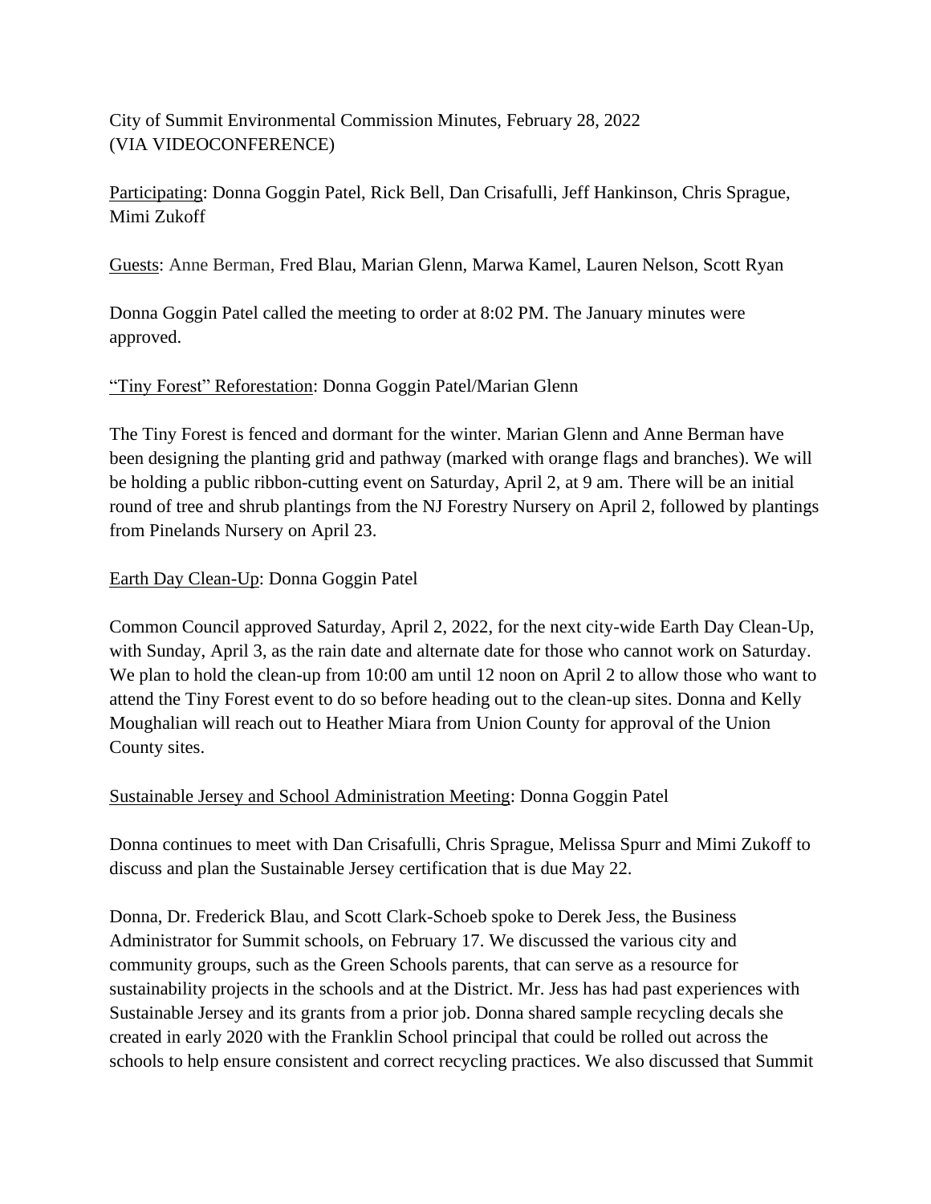City of Summit Environmental Commission Minutes, February 28, 2022
(VIA VIDEOCONFERENCE)

Participating: Donna Goggin Patel, Rick Bell, Dan Crisafulli, Jeff Hankinson, Chris Sprague, Mimi Zukoff

Guests: Anne Berman, Fred Blau, Marian Glenn, Marwa Kamel, Lauren Nelson, Scott Ryan

Donna Goggin Patel called the meeting to order at 8:02 PM. The January minutes were approved.

"Tiny Forest" Reforestation: Donna Goggin Patel/Marian Glenn

The Tiny Forest is fenced and dormant for the winter. Marian Glenn and Anne Berman have been designing the planting grid and pathway (marked with orange flags and branches). We will be holding a public ribbon-cutting event on Saturday, April 2, at 9 am. There will be an initial round of tree and shrub plantings from the NJ Forestry Nursery on April 2, followed by plantings from Pinelands Nursery on April 23.

Earth Day Clean-Up: Donna Goggin Patel

Common Council approved Saturday, April 2, 2022, for the next city-wide Earth Day Clean-Up, with Sunday, April 3, as the rain date and alternate date for those who cannot work on Saturday. We plan to hold the clean-up from 10:00 am until 12 noon on April 2 to allow those who want to attend the Tiny Forest event to do so before heading out to the clean-up sites. Donna and Kelly Moughalian will reach out to Heather Miara from Union County for approval of the Union County sites.

Sustainable Jersey and School Administration Meeting: Donna Goggin Patel

Donna continues to meet with Dan Crisafulli, Chris Sprague, Melissa Spurr and Mimi Zukoff to discuss and plan the Sustainable Jersey certification that is due May 22.

Donna, Dr. Frederick Blau, and Scott Clark-Schoeb spoke to Derek Jess, the Business Administrator for Summit schools, on February 17. We discussed the various city and community groups, such as the Green Schools parents, that can serve as a resource for sustainability projects in the schools and at the District. Mr. Jess has had past experiences with Sustainable Jersey and its grants from a prior job. Donna shared sample recycling decals she created in early 2020 with the Franklin School principal that could be rolled out across the schools to help ensure consistent and correct recycling practices. We also discussed that Summit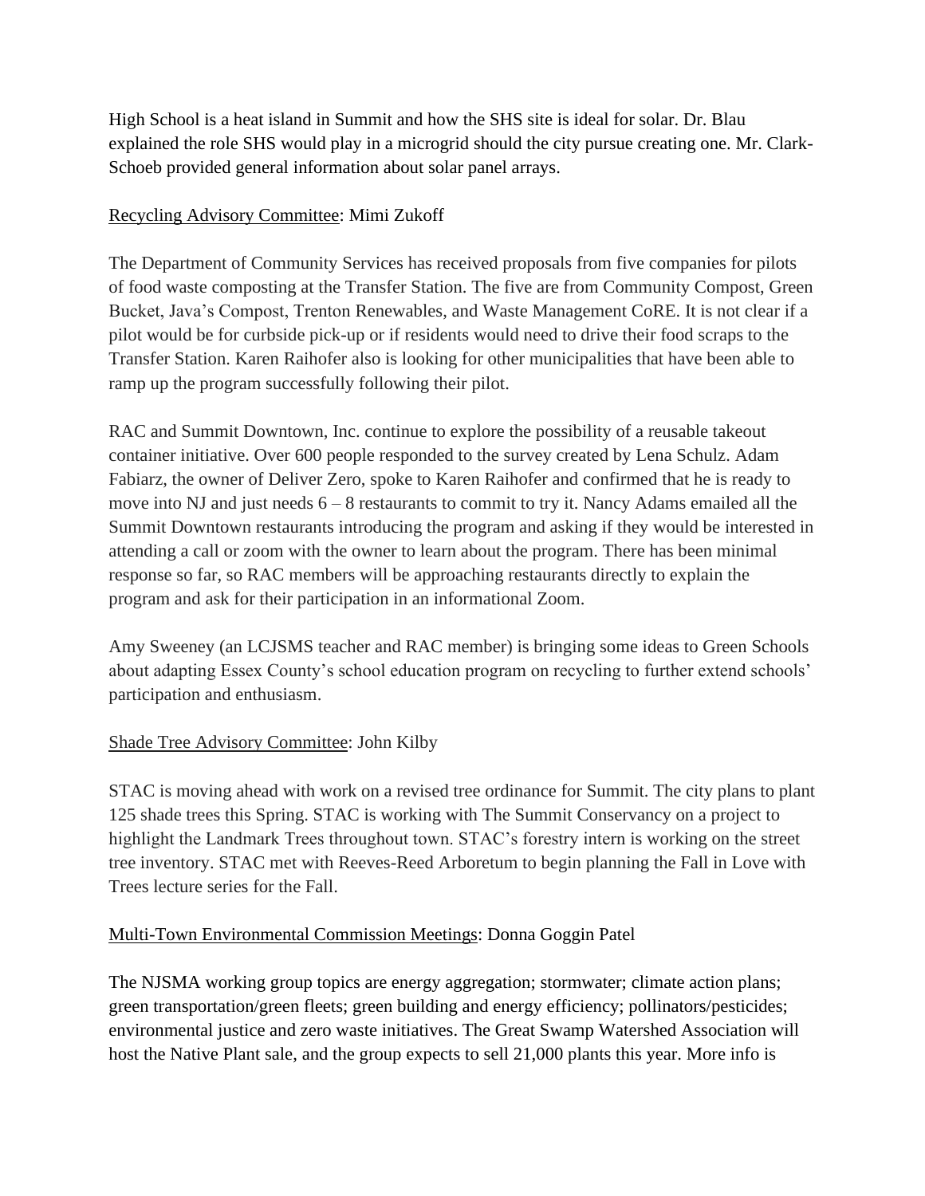High School is a heat island in Summit and how the SHS site is ideal for solar. Dr. Blau explained the role SHS would play in a microgrid should the city pursue creating one. Mr. Clark-Schoeb provided general information about solar panel arrays.

<u>Recycling Advisory Committee</u>: Mimi Zukoff

The Department of Community Services has received proposals from five companies for pilots of food waste composting at the Transfer Station. The five are from Community Compost, Green Bucket, Java's Compost, Trenton Renewables, and Waste Management CoRE. It is not clear if a pilot would be for curbside pick-up or if residents would need to drive their food scraps to the Transfer Station. Karen Raihofer also is looking for other municipalities that have been able to ramp up the program successfully following their pilot.

RAC and Summit Downtown, Inc. continue to explore the possibility of a reusable takeout container initiative. Over 600 people responded to the survey created by Lena Schulz. Adam Fabiarz, the owner of Deliver Zero, spoke to Karen Raihofer and confirmed that he is ready to move into NJ and just needs 6 – 8 restaurants to commit to try it. Nancy Adams emailed all the Summit Downtown restaurants introducing the program and asking if they would be interested in attending a call or zoom with the owner to learn about the program. There has been minimal response so far, so RAC members will be approaching restaurants directly to explain the program and ask for their participation in an informational Zoom.

Amy Sweeney (an LCJSMS teacher and RAC member) is bringing some ideas to Green Schools about adapting Essex County's school education program on recycling to further extend schools' participation and enthusiasm.

<u>Shade Tree Advisory Committee</u>: John Kilby

STAC is moving ahead with work on a revised tree ordinance for Summit. The city plans to plant 125 shade trees this Spring. STAC is working with The Summit Conservancy on a project to highlight the Landmark Trees throughout town. STAC's forestry intern is working on the street tree inventory. STAC met with Reeves-Reed Arboretum to begin planning the Fall in Love with Trees lecture series for the Fall.

<u>Multi-Town Environmental Commission Meetings</u>: Donna Goggin Patel

The NJSMA working group topics are energy aggregation; stormwater; climate action plans; green transportation/green fleets; green building and energy efficiency; pollinators/pesticides; environmental justice and zero waste initiatives. The Great Swamp Watershed Association will host the Native Plant sale, and the group expects to sell 21,000 plants this year. More info is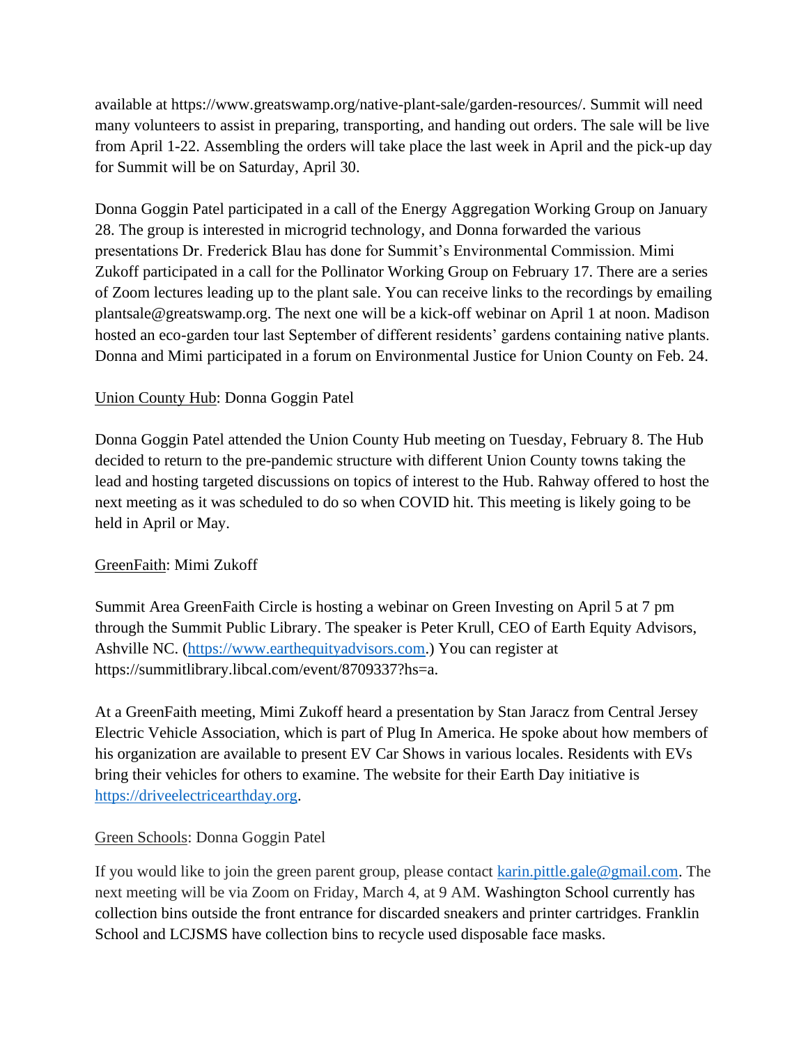available at https://www.greatswamp.org/native-plant-sale/garden-resources/. Summit will need many volunteers to assist in preparing, transporting, and handing out orders. The sale will be live from April 1-22. Assembling the orders will take place the last week in April and the pick-up day for Summit will be on Saturday, April 30.

Donna Goggin Patel participated in a call of the Energy Aggregation Working Group on January 28. The group is interested in microgrid technology, and Donna forwarded the various presentations Dr. Frederick Blau has done for Summit's Environmental Commission. Mimi Zukoff participated in a call for the Pollinator Working Group on February 17. There are a series of Zoom lectures leading up to the plant sale. You can receive links to the recordings by emailing plantsale@greatswamp.org. The next one will be a kick-off webinar on April 1 at noon. Madison hosted an eco-garden tour last September of different residents' gardens containing native plants. Donna and Mimi participated in a forum on Environmental Justice for Union County on Feb. 24.

Union County Hub: Donna Goggin Patel

Donna Goggin Patel attended the Union County Hub meeting on Tuesday, February 8. The Hub decided to return to the pre-pandemic structure with different Union County towns taking the lead and hosting targeted discussions on topics of interest to the Hub. Rahway offered to host the next meeting as it was scheduled to do so when COVID hit. This meeting is likely going to be held in April or May.

GreenFaith: Mimi Zukoff

Summit Area GreenFaith Circle is hosting a webinar on Green Investing on April 5 at 7 pm through the Summit Public Library. The speaker is Peter Krull, CEO of Earth Equity Advisors, Ashville NC. (https://www.earthequityadvisors.com.) You can register at https://summitlibrary.libcal.com/event/8709337?hs=a.

At a GreenFaith meeting, Mimi Zukoff heard a presentation by Stan Jaracz from Central Jersey Electric Vehicle Association, which is part of Plug In America. He spoke about how members of his organization are available to present EV Car Shows in various locales. Residents with EVs bring their vehicles for others to examine. The website for their Earth Day initiative is https://driveelectricearthday.org.

Green Schools: Donna Goggin Patel

If you would like to join the green parent group, please contact karin.pittle.gale@gmail.com. The next meeting will be via Zoom on Friday, March 4, at 9 AM. Washington School currently has collection bins outside the front entrance for discarded sneakers and printer cartridges. Franklin School and LCJSMS have collection bins to recycle used disposable face masks.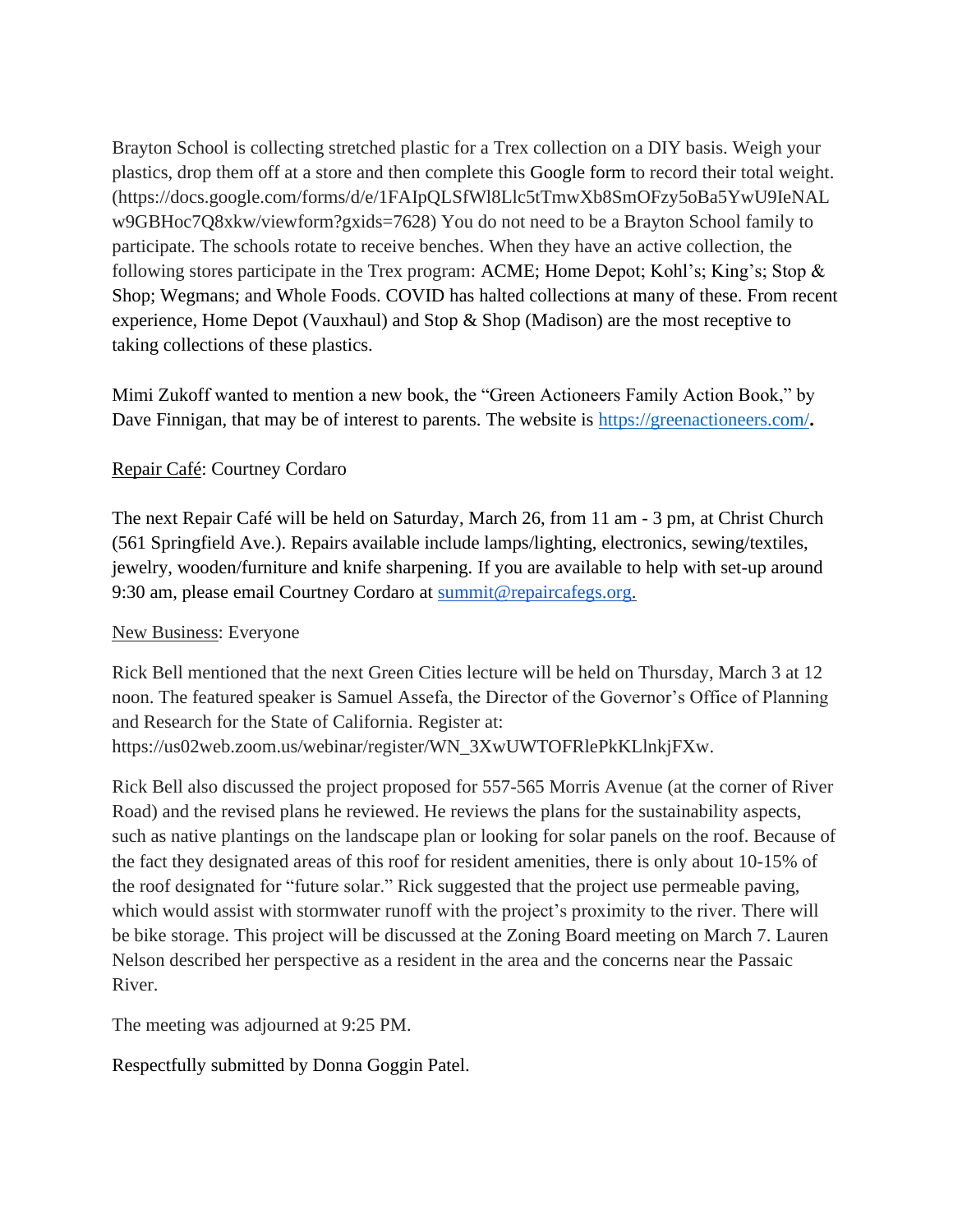Brayton School is collecting stretched plastic for a Trex collection on a DIY basis. Weigh your plastics, drop them off at a store and then complete this Google form to record their total weight. (https://docs.google.com/forms/d/e/1FAIpQLSfWl8Llc5tTmwXb8SmOFzy5oBa5YwU9IeNALw9GBHoc7Q8xkw/viewform?gxids=7628) You do not need to be a Brayton School family to participate. The schools rotate to receive benches. When they have an active collection, the following stores participate in the Trex program: ACME; Home Depot; Kohl's; King's; Stop & Shop; Wegmans; and Whole Foods. COVID has halted collections at many of these. From recent experience, Home Depot (Vauxhaul) and Stop & Shop (Madison) are the most receptive to taking collections of these plastics.

Mimi Zukoff wanted to mention a new book, the "Green Actioneers Family Action Book," by Dave Finnigan, that may be of interest to parents. The website is https://greenactioneers.com/.

Repair Café: Courtney Cordaro

The next Repair Café will be held on Saturday, March 26, from 11 am - 3 pm, at Christ Church (561 Springfield Ave.). Repairs available include lamps/lighting, electronics, sewing/textiles, jewelry, wooden/furniture and knife sharpening. If you are available to help with set-up around 9:30 am, please email Courtney Cordaro at summit@repaircafegs.org.

New Business: Everyone

Rick Bell mentioned that the next Green Cities lecture will be held on Thursday, March 3 at 12 noon. The featured speaker is Samuel Assefa, the Director of the Governor's Office of Planning and Research for the State of California. Register at: https://us02web.zoom.us/webinar/register/WN_3XwUWTOFRlePkKLlnkjFXw.

Rick Bell also discussed the project proposed for 557-565 Morris Avenue (at the corner of River Road) and the revised plans he reviewed. He reviews the plans for the sustainability aspects, such as native plantings on the landscape plan or looking for solar panels on the roof. Because of the fact they designated areas of this roof for resident amenities, there is only about 10-15% of the roof designated for "future solar." Rick suggested that the project use permeable paving, which would assist with stormwater runoff with the project's proximity to the river. There will be bike storage. This project will be discussed at the Zoning Board meeting on March 7. Lauren Nelson described her perspective as a resident in the area and the concerns near the Passaic River.

The meeting was adjourned at 9:25 PM.

Respectfully submitted by Donna Goggin Patel.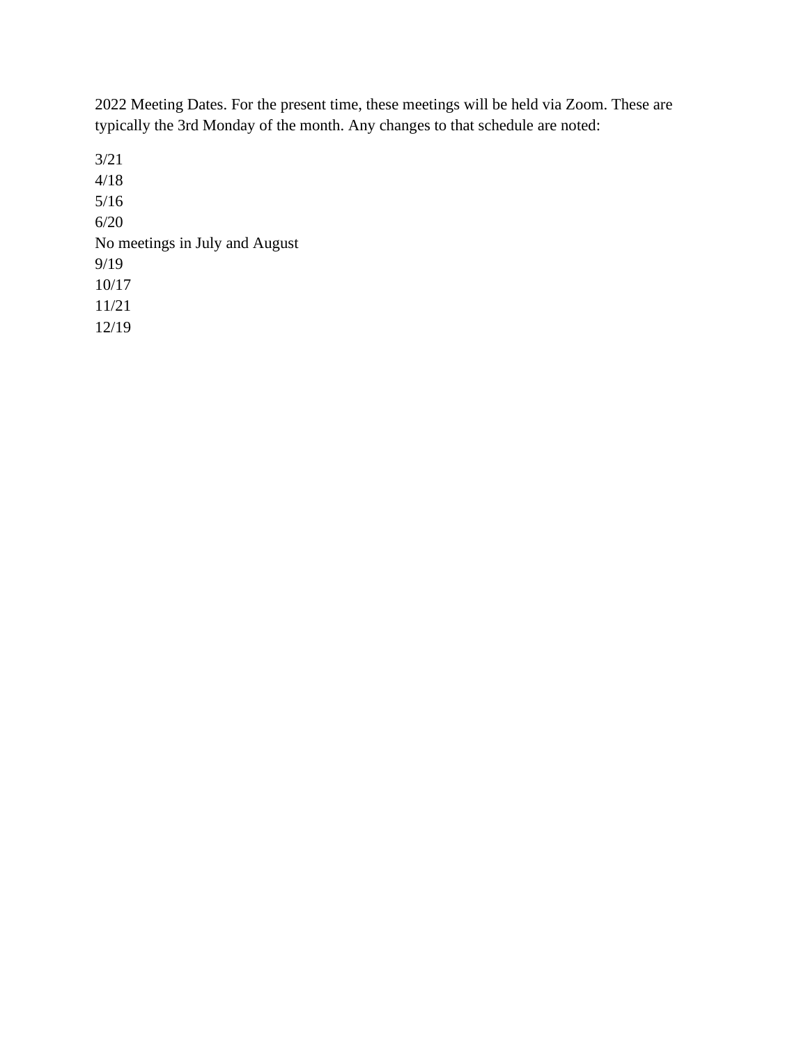2022 Meeting Dates. For the present time, these meetings will be held via Zoom. These are typically the 3rd Monday of the month. Any changes to that schedule are noted:

3/21
4/18
5/16
6/20
No meetings in July and August
9/19
10/17
11/21
12/19